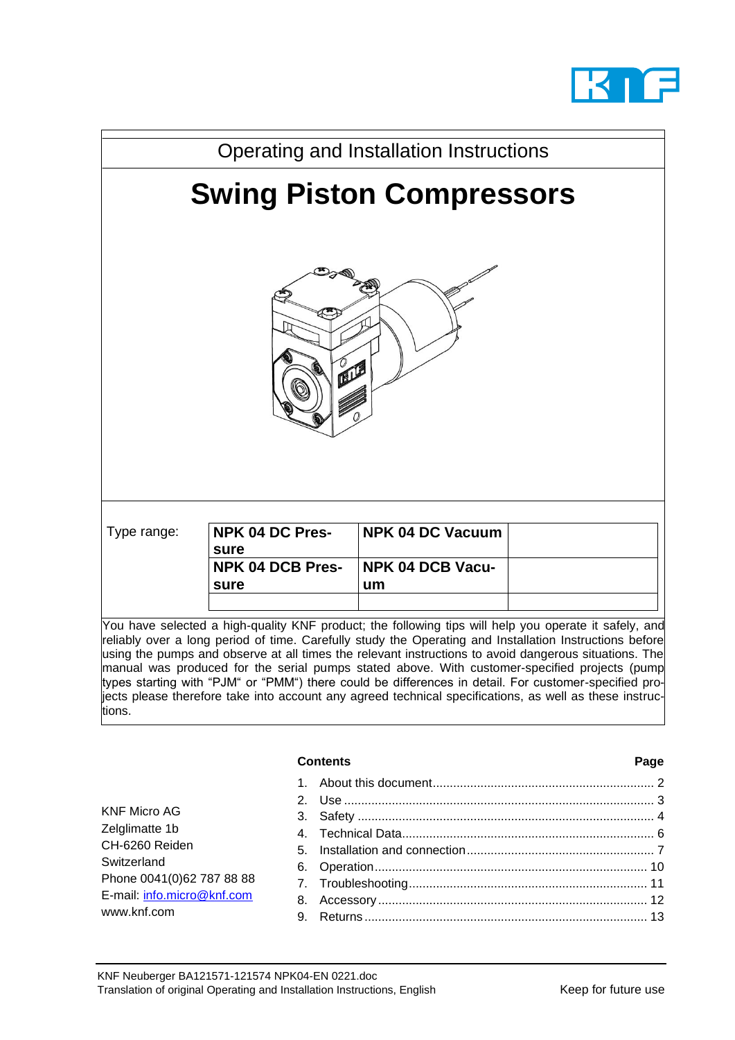Operating and Installation Instructions

# Swing Piston Compressors

| Type range: | NPK 04 DC Pressure | NPK 04 DC Vacuum | |
|---|---|---|---|
| | NPK 04 DCB Pressure | NPK 04 DCB Vacuum | |
| | | | |

You have selected a high-quality KNF product; the following tips will help you operate it safely, and reliably over a long period of time. Carefully study the Operating and Installation Instructions before using the pumps and observe at all times the relevant instructions to avoid dangerous situations. The manual was produced for the serial pumps stated above. With customer-specified projects (pump types starting with "PJM" or "PMM") there could be differences in detail. For customer-specified projects please therefore take into account any agreed technical specifications, as well as these instructions.

KNF Micro AG
Zelglimatte 1b
CH-6260 Reiden
Switzerland
Phone 0041(0)62 787 88 88
E-mail: info.micro@knf.com
www.knf.com

| **Contents** | **Page** |
|---|---|
| 1. About this document | 2 |
| 2. Use | 3 |
| 3. Safety | 4 |
| 4. Technical Data | 6 |
| 5. Installation and connection | 7 |
| 6. Operation | 10 |
| 7. Troubleshooting | 11 |
| 8. Accessory | 12 |
| 9. Returns | 13 |

KNF Neuberger BA121571-121574 NPK04-EN 0221.doc
Translation of original Operating and Installation Instructions, English

Keep for future use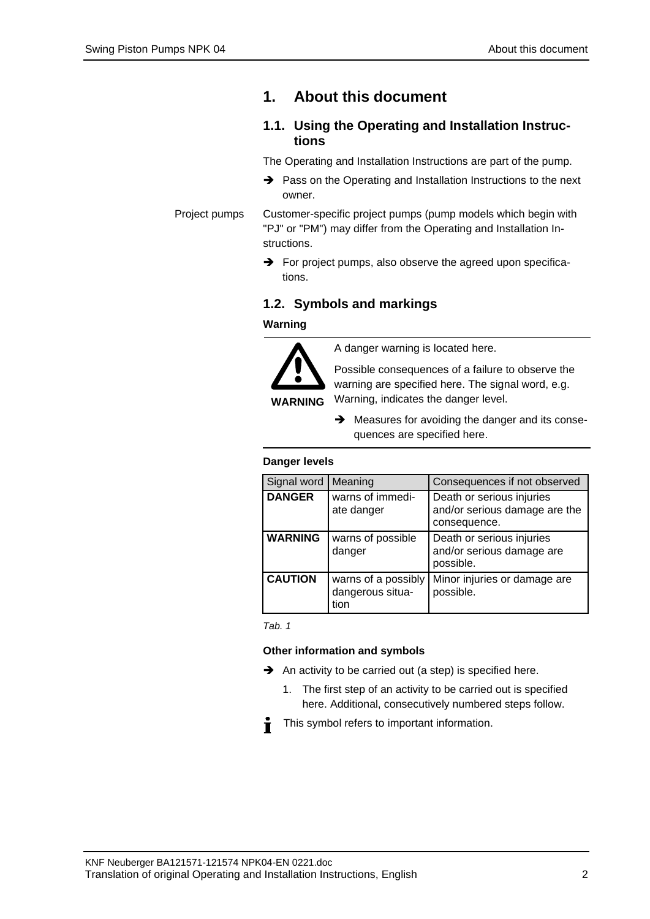# 1. About this document

## 1.1. Using the Operating and Installation Instructions

The Operating and Installation Instructions are part of the pump.

➔ Pass on the Operating and Installation Instructions to the next owner.

Project pumps

Customer-specific project pumps (pump models which begin with "PJ" or "PM") may differ from the Operating and Installation Instructions.

➔ For project pumps, also observe the agreed upon specifications.

## 1.2. Symbols and markings

**Warning**

**WARNING**

A danger warning is located here.

Possible consequences of a failure to observe the warning are specified here. The signal word, e.g. Warning, indicates the danger level.

➔ Measures for avoiding the danger and its consequences are specified here.

**Danger levels**

| Signal word | Meaning | Consequences if not observed |
|---|---|---|
| **DANGER** | warns of immediate danger | Death or serious injuries and/or serious damage are the consequence. |
| **WARNING** | warns of possible danger | Death or serious injuries and/or serious damage are possible. |
| **CAUTION** | warns of a possibly dangerous situation | Minor injuries or damage are possible. |

*Tab. 1*

**Other information and symbols**

➔ An activity to be carried out (a step) is specified here.

1. The first step of an activity to be carried out is specified here. Additional, consecutively numbered steps follow.

This symbol refers to important information.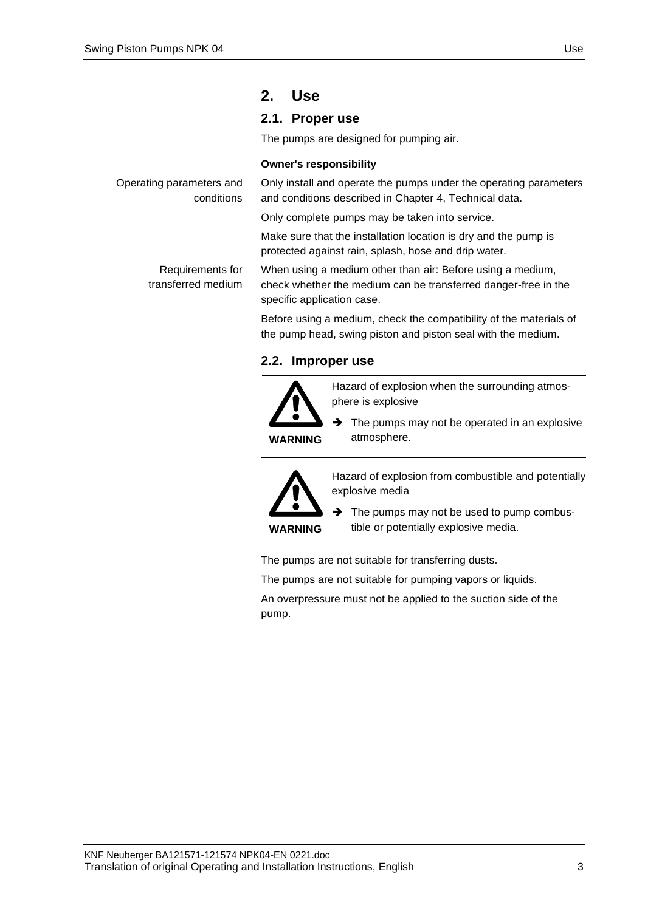# 2. Use

## 2.1. Proper use

The pumps are designed for pumping air.

**Owner's responsibility**

Operating parameters and conditions

Only install and operate the pumps under the operating parameters and conditions described in Chapter 4, Technical data.

Only complete pumps may be taken into service.

Make sure that the installation location is dry and the pump is protected against rain, splash, hose and drip water.

Requirements for transferred medium

When using a medium other than air: Before using a medium, check whether the medium can be transferred danger-free in the specific application case.

Before using a medium, check the compatibility of the materials of the pump head, swing piston and piston seal with the medium.

## 2.2. Improper use

**WARNING**

Hazard of explosion when the surrounding atmosphere is explosive

➔ The pumps may not be operated in an explosive atmosphere.

**WARNING**

Hazard of explosion from combustible and potentially explosive media

➔ The pumps may not be used to pump combustible or potentially explosive media.

The pumps are not suitable for transferring dusts.

The pumps are not suitable for pumping vapors or liquids.

An overpressure must not be applied to the suction side of the pump.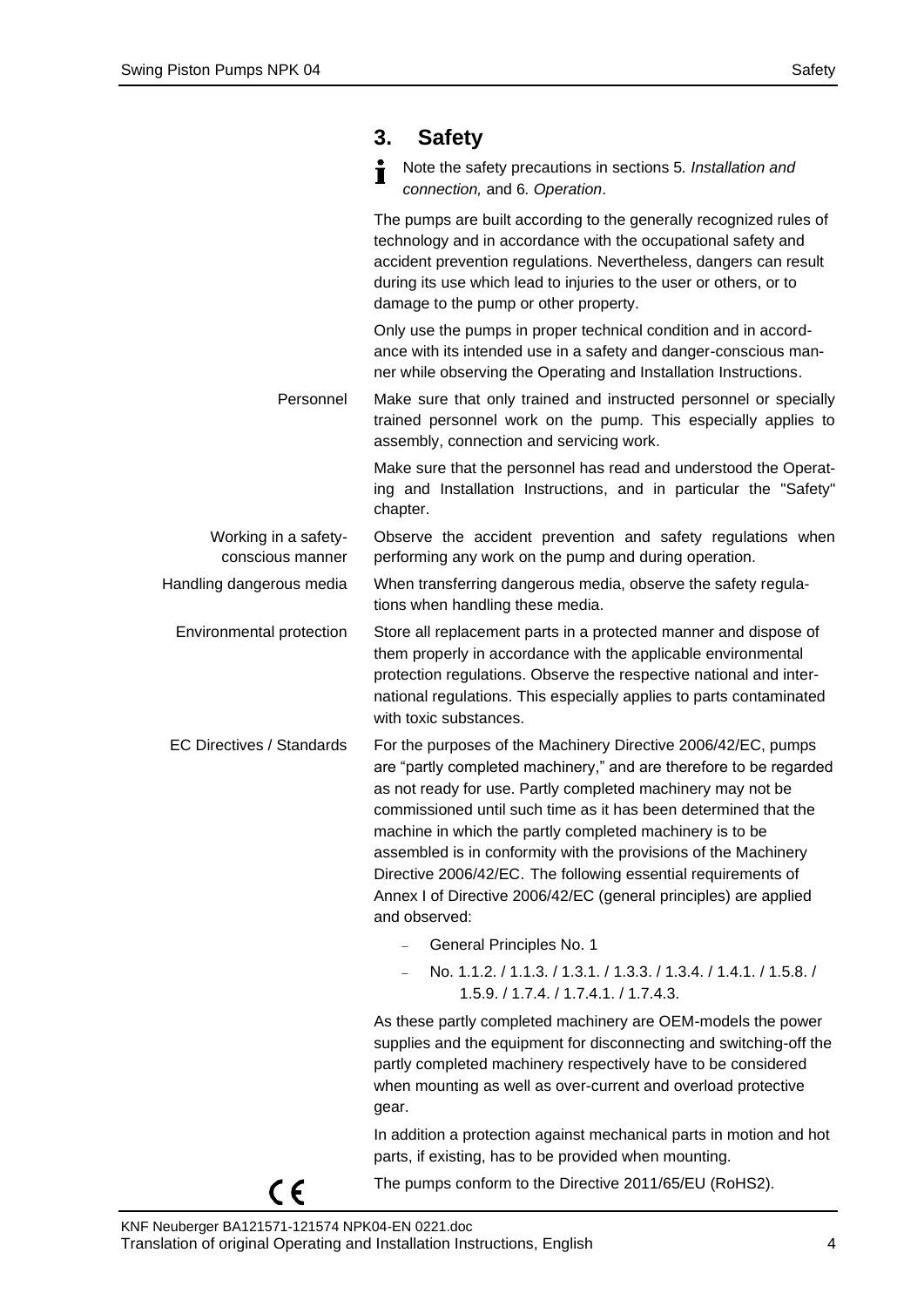## 3. Safety

Note the safety precautions in sections 5. *Installation and connection,* and 6. *Operation*.

The pumps are built according to the generally recognized rules of technology and in accordance with the occupational safety and accident prevention regulations. Nevertheless, dangers can result during its use which lead to injuries to the user or others, or to damage to the pump or other property.

Only use the pumps in proper technical condition and in accordance with its intended use in a safety and danger-conscious manner while observing the Operating and Installation Instructions.

**Personnel**

Make sure that only trained and instructed personnel or specially trained personnel work on the pump. This especially applies to assembly, connection and servicing work.

Make sure that the personnel has read and understood the Operating and Installation Instructions, and in particular the "Safety" chapter.

**Working in a safety-conscious manner**

Observe the accident prevention and safety regulations when performing any work on the pump and during operation.

**Handling dangerous media**

When transferring dangerous media, observe the safety regulations when handling these media.

**Environmental protection**

Store all replacement parts in a protected manner and dispose of them properly in accordance with the applicable environmental protection regulations. Observe the respective national and international regulations. This especially applies to parts contaminated with toxic substances.

**EC Directives / Standards**

For the purposes of the Machinery Directive 2006/42/EC, pumps are "partly completed machinery," and are therefore to be regarded as not ready for use. Partly completed machinery may not be commissioned until such time as it has been determined that the machine in which the partly completed machinery is to be assembled is in conformity with the provisions of the Machinery Directive 2006/42/EC. The following essential requirements of Annex I of Directive 2006/42/EC (general principles) are applied and observed:

- General Principles No. 1
- No. 1.1.2. / 1.1.3. / 1.3.1. / 1.3.3. / 1.3.4. / 1.4.1. / 1.5.8. / 1.5.9. / 1.7.4. / 1.7.4.1. / 1.7.4.3.

As these partly completed machinery are OEM-models the power supplies and the equipment for disconnecting and switching-off the partly completed machinery respectively have to be considered when mounting as well as over-current and overload protective gear.

In addition a protection against mechanical parts in motion and hot parts, if existing, has to be provided when mounting.

CE

The pumps conform to the Directive 2011/65/EU (RoHS2).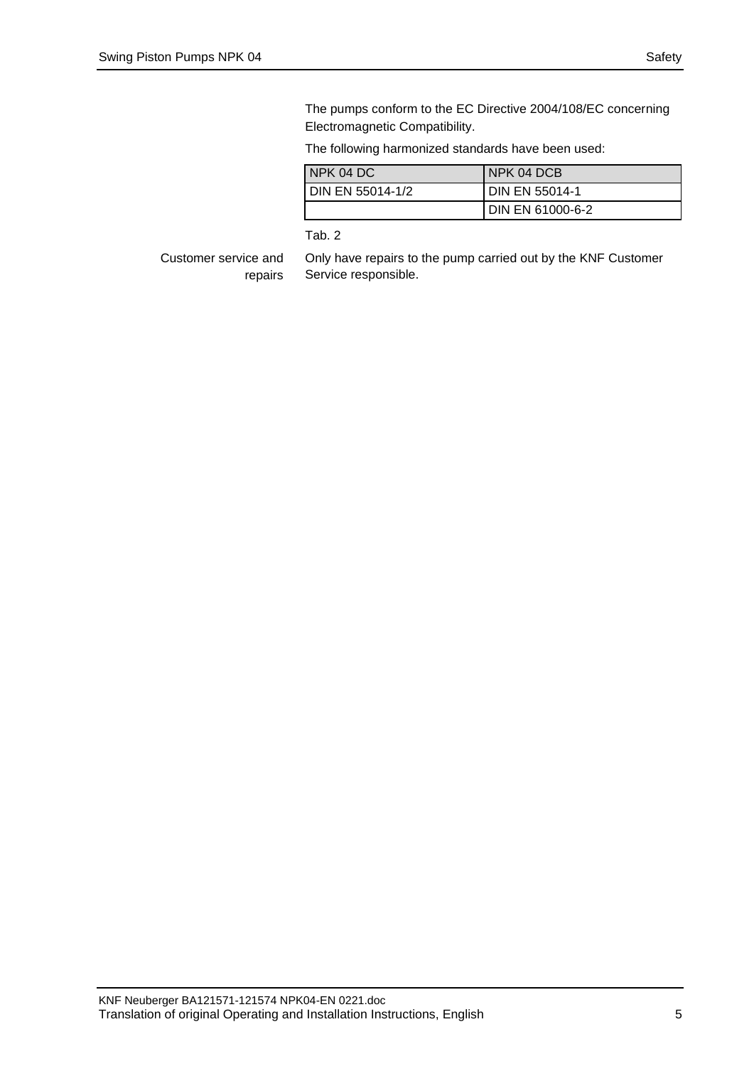The pumps conform to the EC Directive 2004/108/EC concerning Electromagnetic Compatibility.

The following harmonized standards have been used:

| NPK 04 DC | NPK 04 DCB |
|---|---|
| DIN EN 55014-1/2 | DIN EN 55014-1 |
| | DIN EN 61000-6-2 |

Tab. 2

**Customer service and repairs**

Only have repairs to the pump carried out by the KNF Customer Service responsible.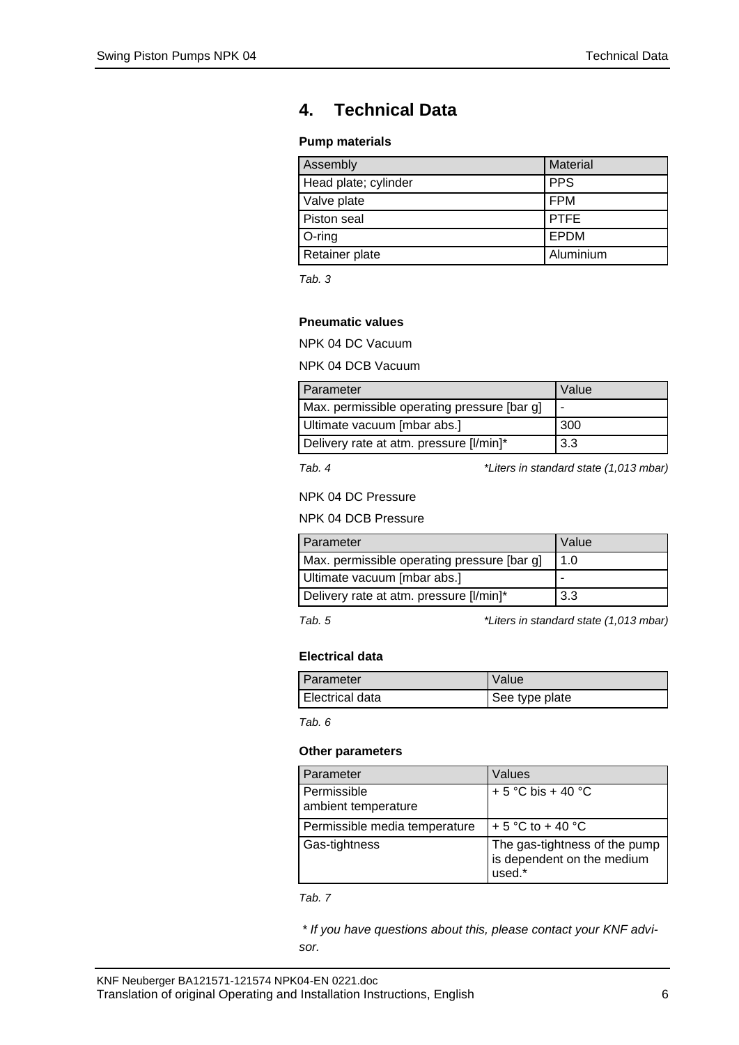# 4. Technical Data

**Pump materials**

| Assembly | Material |
| --- | --- |
| Head plate; cylinder | PPS |
| Valve plate | FPM |
| Piston seal | PTFE |
| O-ring | EPDM |
| Retainer plate | Aluminium |

*Tab. 3*

**Pneumatic values**

NPK 04 DC Vacuum

NPK 04 DCB Vacuum

| Parameter | Value |
| --- | --- |
| Max. permissible operating pressure [bar g] | - |
| Ultimate vacuum [mbar abs.] | 300 |
| Delivery rate at atm. pressure [l/min]* | 3.3 |

*Tab. 4* *\*Liters in standard state (1,013 mbar)*

NPK 04 DC Pressure

NPK 04 DCB Pressure

| Parameter | Value |
| --- | --- |
| Max. permissible operating pressure [bar g] | 1.0 |
| Ultimate vacuum [mbar abs.] | - |
| Delivery rate at atm. pressure [l/min]* | 3.3 |

*Tab. 5* *\*Liters in standard state (1,013 mbar)*

**Electrical data**

| Parameter | Value |
| --- | --- |
| Electrical data | See type plate |

*Tab. 6*

**Other parameters**

| Parameter | Values |
| --- | --- |
| Permissible ambient temperature | + 5 °C bis + 40 °C |
| Permissible media temperature | + 5 °C to + 40 °C |
| Gas-tightness | The gas-tightness of the pump is dependent on the medium used.* |

*Tab. 7*

*\* If you have questions about this, please contact your KNF advisor.*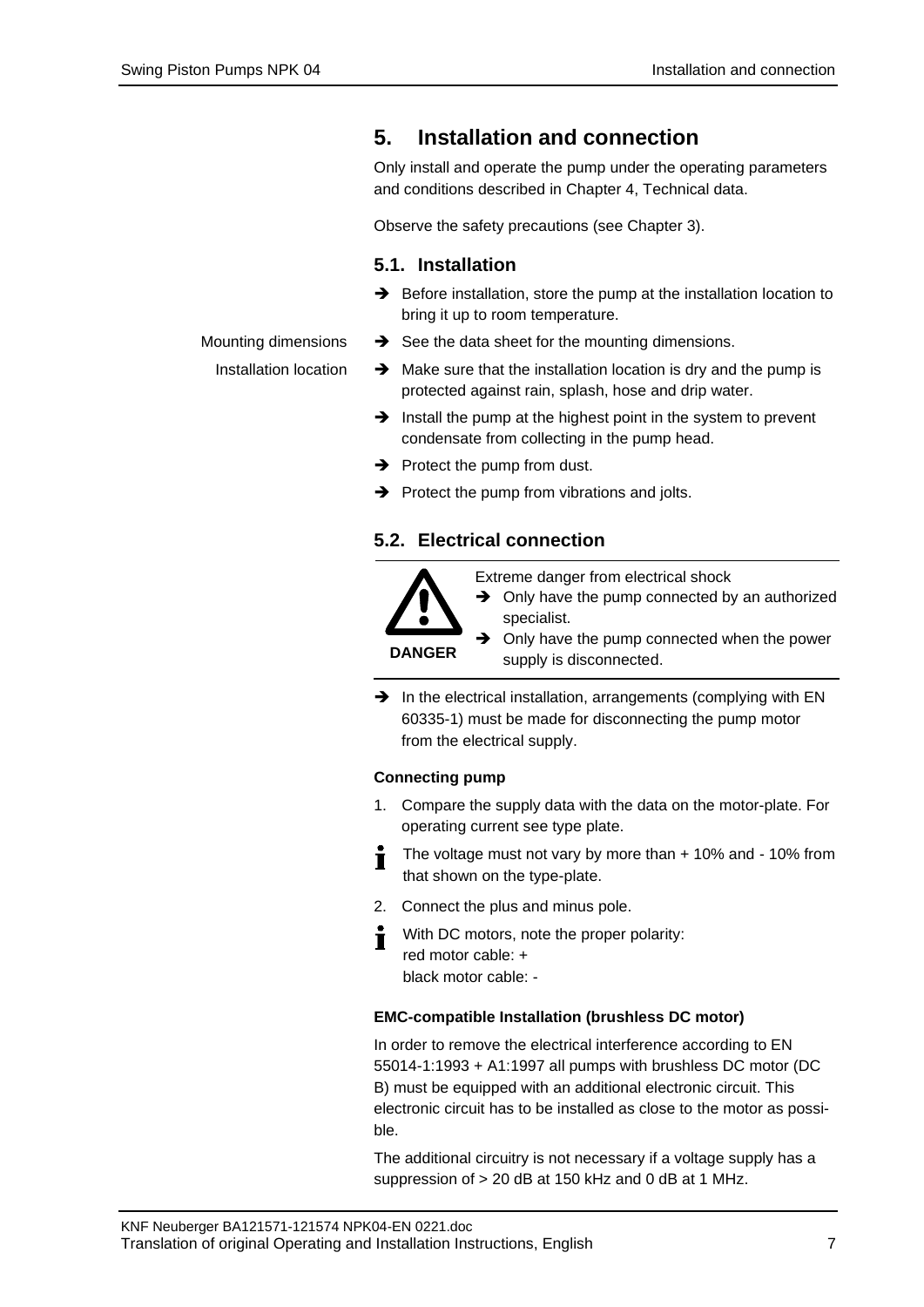# 5. Installation and connection

Only install and operate the pump under the operating parameters and conditions described in Chapter 4, Technical data.

Observe the safety precautions (see Chapter 3).

## 5.1. Installation

→ Before installation, store the pump at the installation location to bring it up to room temperature.

Mounting dimensions

→ See the data sheet for the mounting dimensions.

Installation location

→ Make sure that the installation location is dry and the pump is protected against rain, splash, hose and drip water.

→ Install the pump at the highest point in the system to prevent condensate from collecting in the pump head.

→ Protect the pump from dust.

→ Protect the pump from vibrations and jolts.

## 5.2. Electrical connection

**DANGER**

Extreme danger from electrical shock

→ Only have the pump connected by an authorized specialist.

→ Only have the pump connected when the power supply is disconnected.

→ In the electrical installation, arrangements (complying with EN 60335-1) must be made for disconnecting the pump motor from the electrical supply.

**Connecting pump**

1. Compare the supply data with the data on the motor-plate. For operating current see type plate.

   The voltage must not vary by more than + 10% and - 10% from that shown on the type-plate.

2. Connect the plus and minus pole.

   With DC motors, note the proper polarity:
   red motor cable: +
   black motor cable: -

**EMC-compatible Installation (brushless DC motor)**

In order to remove the electrical interference according to EN 55014-1:1993 + A1:1997 all pumps with brushless DC motor (DC B) must be equipped with an additional electronic circuit. This electronic circuit has to be installed as close to the motor as possible.

The additional circuitry is not necessary if a voltage supply has a suppression of > 20 dB at 150 kHz and 0 dB at 1 MHz.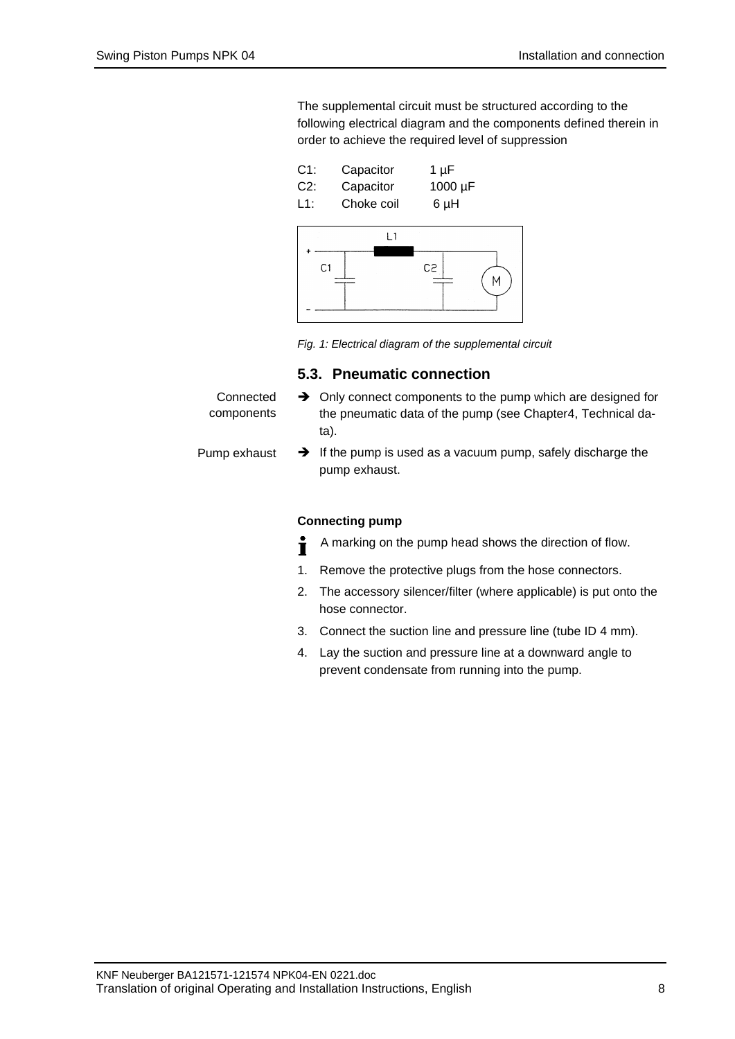The supplemental circuit must be structured according to the following electrical diagram and the components defined therein in order to achieve the required level of suppression

| | | |
|---|---|---|
| C1: | Capacitor | 1 µF |
| C2: | Capacitor | 1000 µF |
| L1: | Choke coil | 6 µH |

*Fig. 1: Electrical diagram of the supplemental circuit*

## 5.3. Pneumatic connection

Connected components

➔ Only connect components to the pump which are designed for the pneumatic data of the pump (see Chapter4, Technical data).

Pump exhaust

➔ If the pump is used as a vacuum pump, safely discharge the pump exhaust.

**Connecting pump**

A marking on the pump head shows the direction of flow.

1. Remove the protective plugs from the hose connectors.
2. The accessory silencer/filter (where applicable) is put onto the hose connector.
3. Connect the suction line and pressure line (tube ID 4 mm).
4. Lay the suction and pressure line at a downward angle to prevent condensate from running into the pump.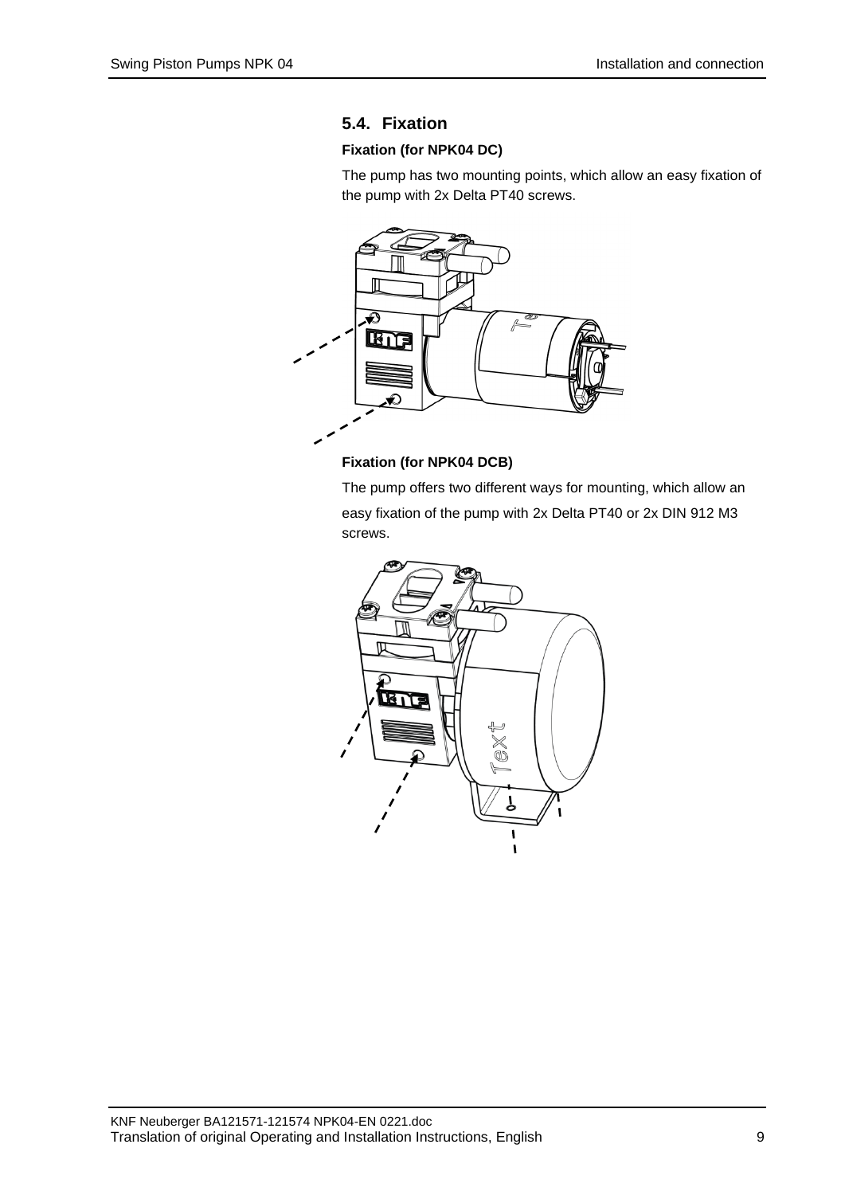## 5.4. Fixation

**Fixation (for NPK04 DC)**

The pump has two mounting points, which allow an easy fixation of the pump with 2x Delta PT40 screws.

**Fixation (for NPK04 DCB)**

The pump offers two different ways for mounting, which allow an easy fixation of the pump with 2x Delta PT40 or 2x DIN 912 M3 screws.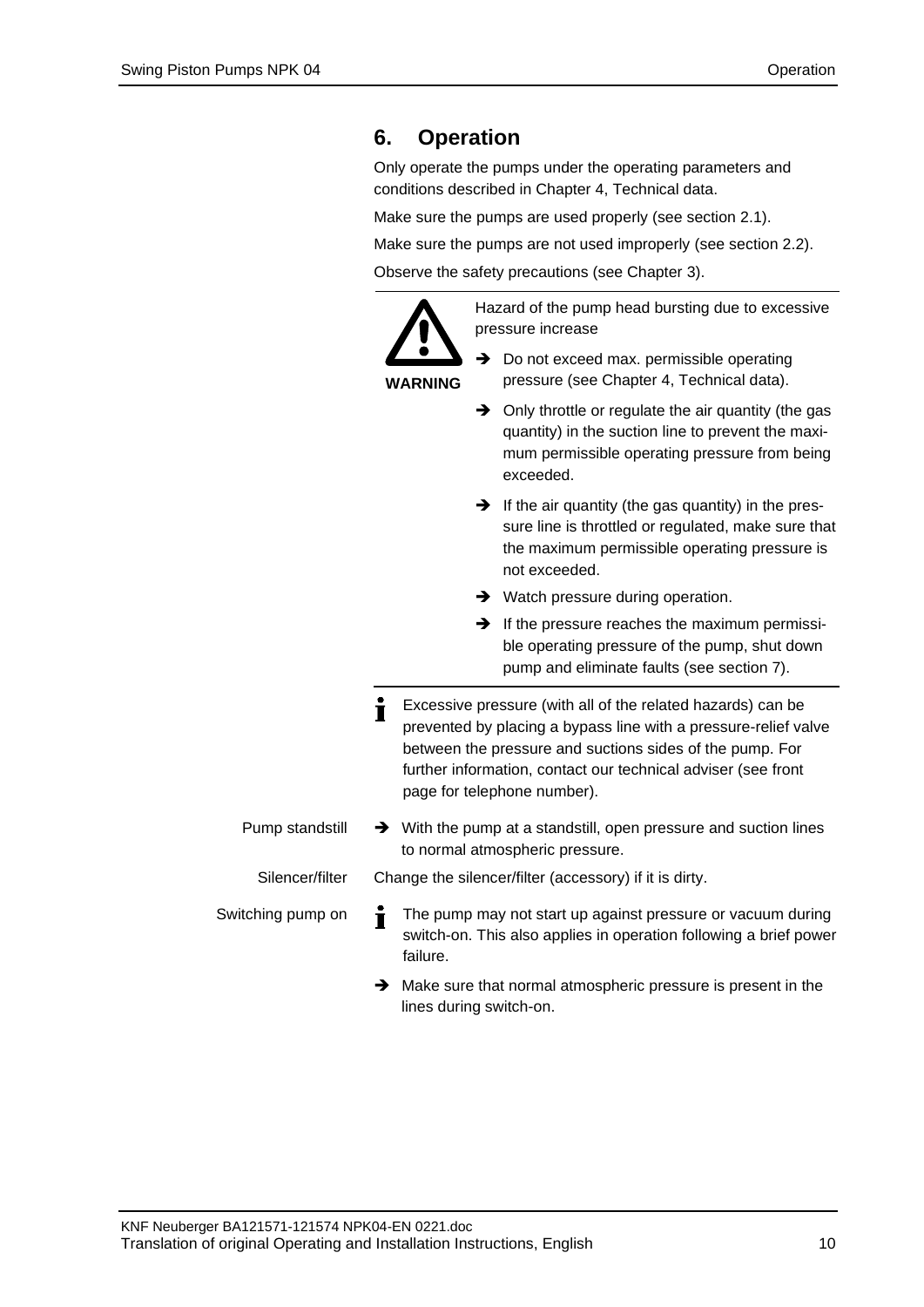## 6. Operation

Only operate the pumps under the operating parameters and conditions described in Chapter 4, Technical data.

Make sure the pumps are used properly (see section 2.1).

Make sure the pumps are not used improperly (see section 2.2).

Observe the safety precautions (see Chapter 3).

---

**WARNING**

Hazard of the pump head bursting due to excessive pressure increase

- ➔ Do not exceed max. permissible operating pressure (see Chapter 4, Technical data).
- ➔ Only throttle or regulate the air quantity (the gas quantity) in the suction line to prevent the maximum permissible operating pressure from being exceeded.
- ➔ If the air quantity (the gas quantity) in the pressure line is throttled or regulated, make sure that the maximum permissible operating pressure is not exceeded.
- ➔ Watch pressure during operation.
- ➔ If the pressure reaches the maximum permissible operating pressure of the pump, shut down pump and eliminate faults (see section 7).

---

ℹ Excessive pressure (with all of the related hazards) can be prevented by placing a bypass line with a pressure-relief valve between the pressure and suctions sides of the pump. For further information, contact our technical adviser (see front page for telephone number).

**Pump standstill**

➔ With the pump at a standstill, open pressure and suction lines to normal atmospheric pressure.

**Silencer/filter**

Change the silencer/filter (accessory) if it is dirty.

**Switching pump on**

ℹ The pump may not start up against pressure or vacuum during switch-on. This also applies in operation following a brief power failure.

➔ Make sure that normal atmospheric pressure is present in the lines during switch-on.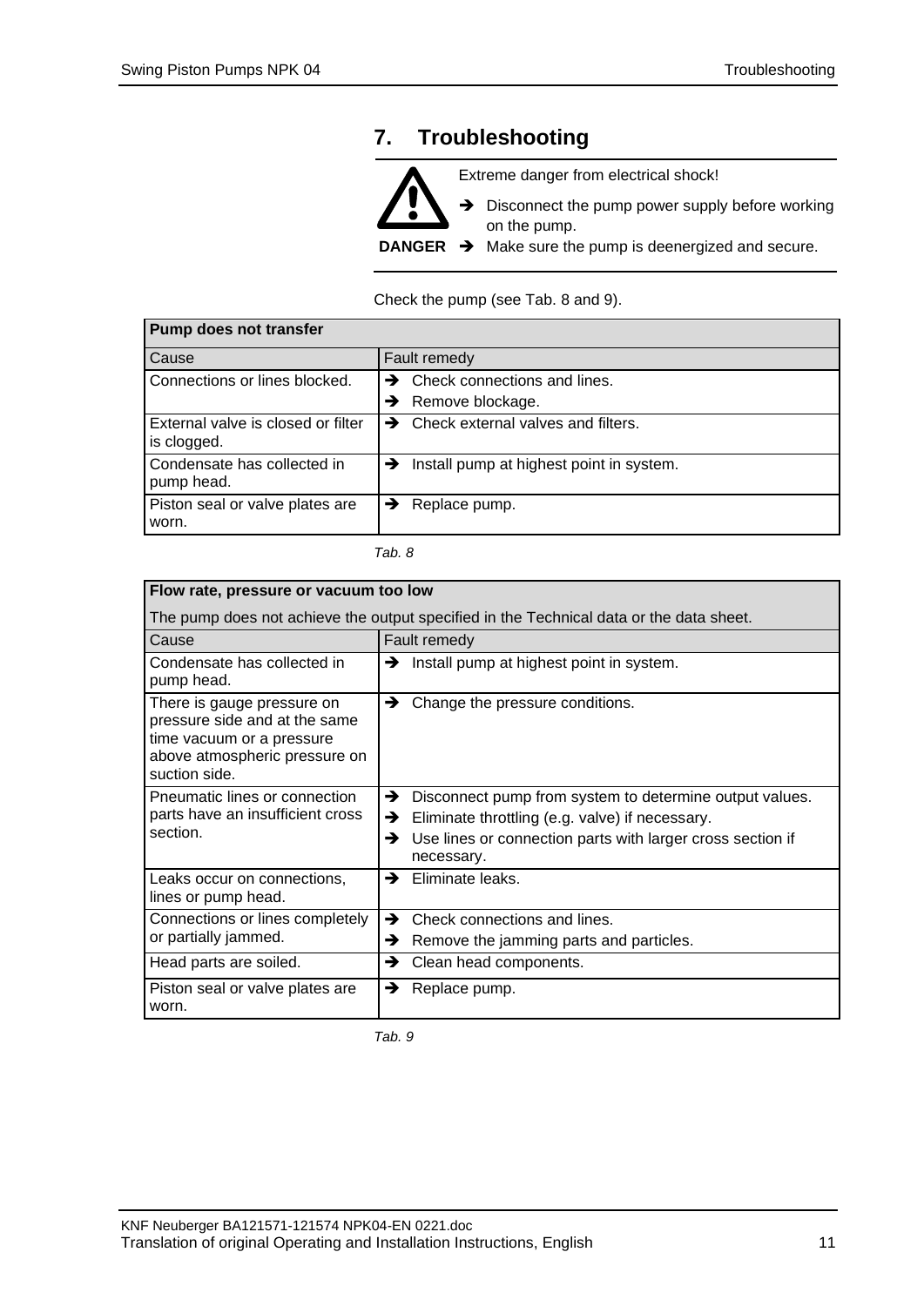# 7. Troubleshooting

**DANGER**

Extreme danger from electrical shock!

➔ Disconnect the pump power supply before working on the pump.

➔ Make sure the pump is deenergized and secure.

Check the pump (see Tab. 8 and 9).

| **Pump does not transfer** | |
|---|---|
| Cause | Fault remedy |
| Connections or lines blocked. | ➔ Check connections and lines.<br>➔ Remove blockage. |
| External valve is closed or filter is clogged. | ➔ Check external valves and filters. |
| Condensate has collected in pump head. | ➔ Install pump at highest point in system. |
| Piston seal or valve plates are worn. | ➔ Replace pump. |

*Tab. 8*

| **Flow rate, pressure or vacuum too low**<br>The pump does not achieve the output specified in the Technical data or the data sheet. | |
|---|---|
| Cause | Fault remedy |
| Condensate has collected in pump head. | ➔ Install pump at highest point in system. |
| There is gauge pressure on pressure side and at the same time vacuum or a pressure above atmospheric pressure on suction side. | ➔ Change the pressure conditions. |
| Pneumatic lines or connection parts have an insufficient cross section. | ➔ Disconnect pump from system to determine output values.<br>➔ Eliminate throttling (e.g. valve) if necessary.<br>➔ Use lines or connection parts with larger cross section if necessary. |
| Leaks occur on connections, lines or pump head. | ➔ Eliminate leaks. |
| Connections or lines completely or partially jammed. | ➔ Check connections and lines.<br>➔ Remove the jamming parts and particles. |
| Head parts are soiled. | ➔ Clean head components. |
| Piston seal or valve plates are worn. | ➔ Replace pump. |

*Tab. 9*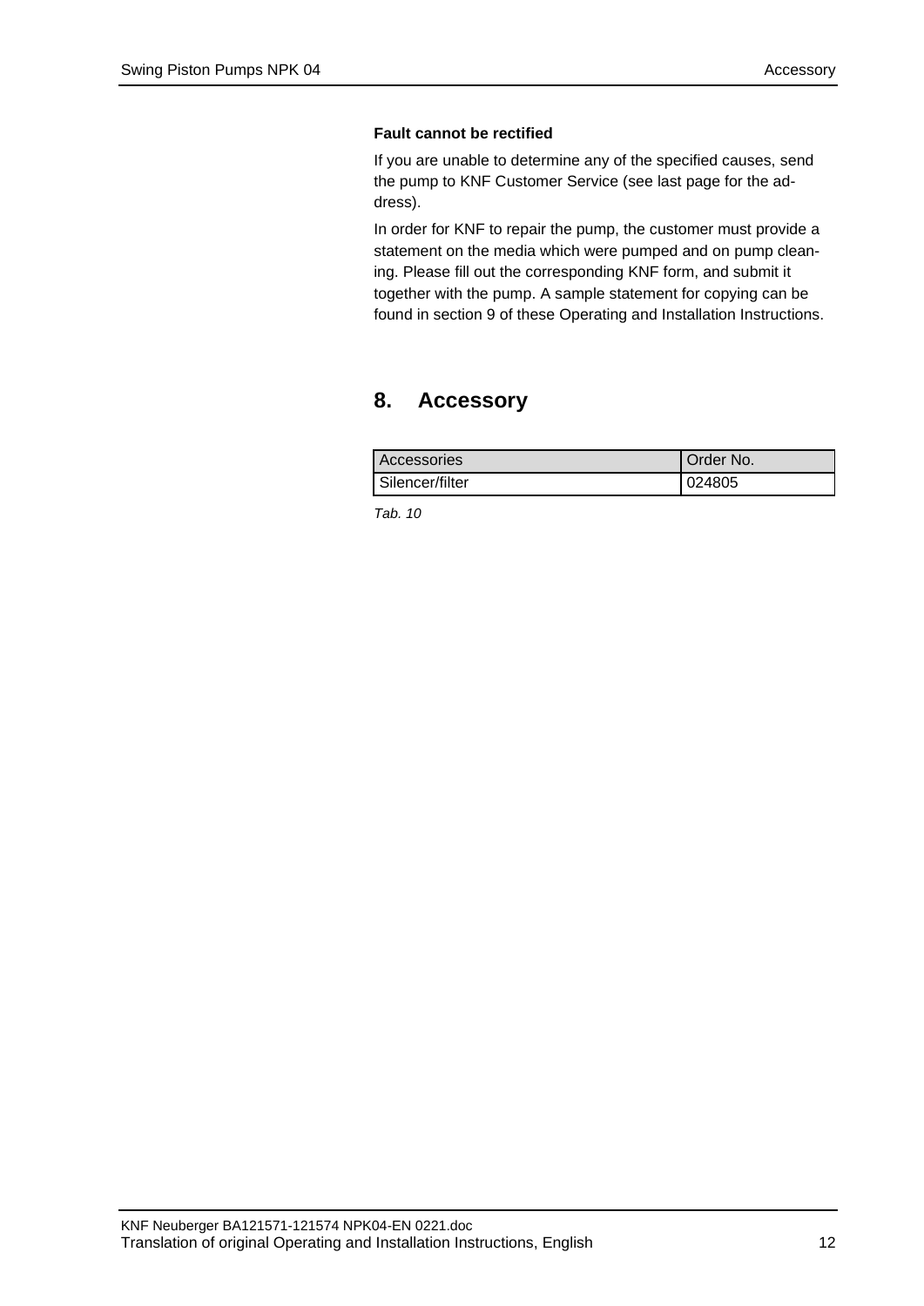**Fault cannot be rectified**

If you are unable to determine any of the specified causes, send the pump to KNF Customer Service (see last page for the address).

In order for KNF to repair the pump, the customer must provide a statement on the media which were pumped and on pump cleaning. Please fill out the corresponding KNF form, and submit it together with the pump. A sample statement for copying can be found in section 9 of these Operating and Installation Instructions.

## 8. Accessory

| Accessories | Order No. |
| --- | --- |
| Silencer/filter | 024805 |

*Tab. 10*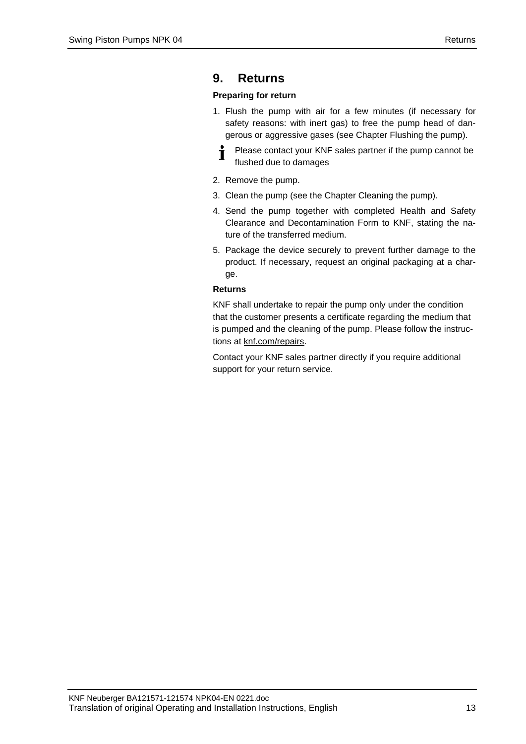# 9. Returns

**Preparing for return**

1. Flush the pump with air for a few minutes (if necessary for safety reasons: with inert gas) to free the pump head of dangerous or aggressive gases (see Chapter Flushing the pump).

   **i** Please contact your KNF sales partner if the pump cannot be flushed due to damages

2. Remove the pump.
3. Clean the pump (see the Chapter Cleaning the pump).
4. Send the pump together with completed Health and Safety Clearance and Decontamination Form to KNF, stating the nature of the transferred medium.
5. Package the device securely to prevent further damage to the product. If necessary, request an original packaging at a charge.

**Returns**

KNF shall undertake to repair the pump only under the condition that the customer presents a certificate regarding the medium that is pumped and the cleaning of the pump. Please follow the instructions at knf.com/repairs.

Contact your KNF sales partner directly if you require additional support for your return service.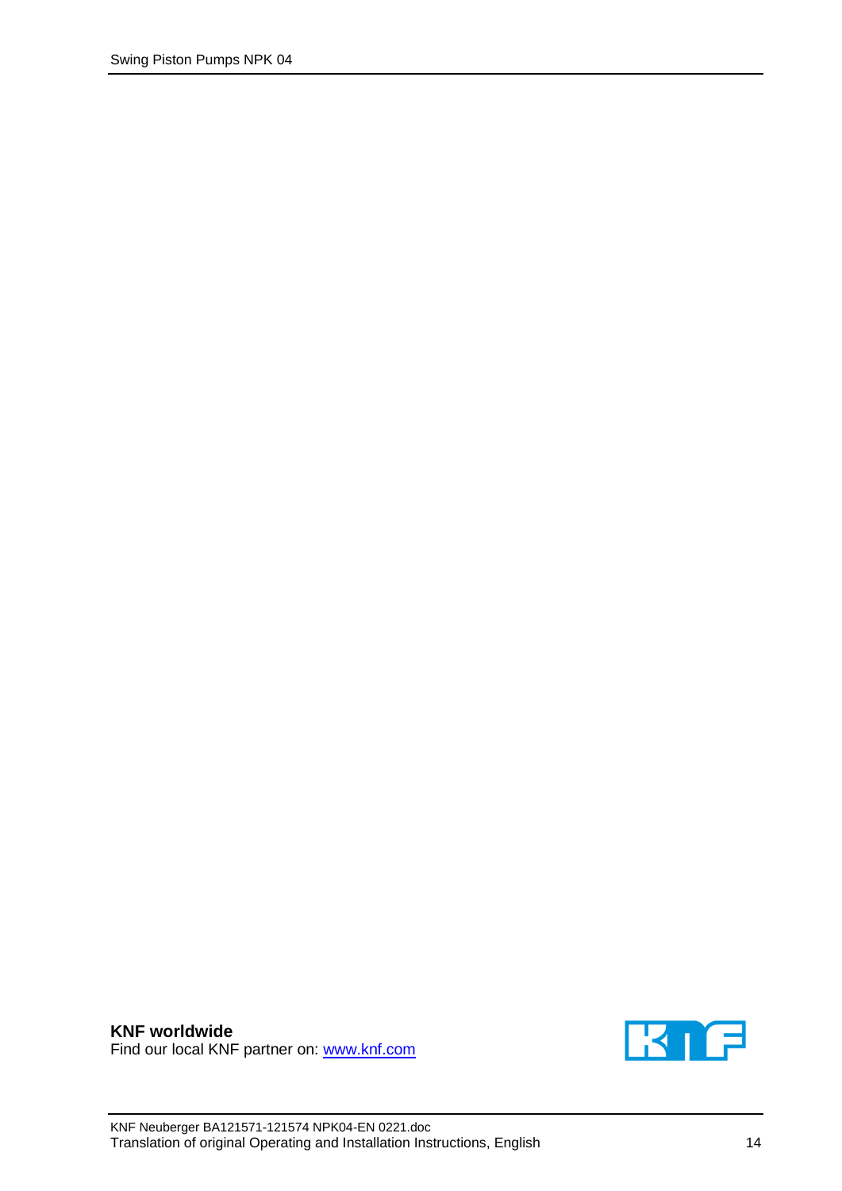**KNF worldwide**
Find our local KNF partner on: [www.knf.com](http://www.knf.com)

KNF Neuberger BA121571-121574 NPK04-EN 0221.doc
Translation of original Operating and Installation Instructions, English